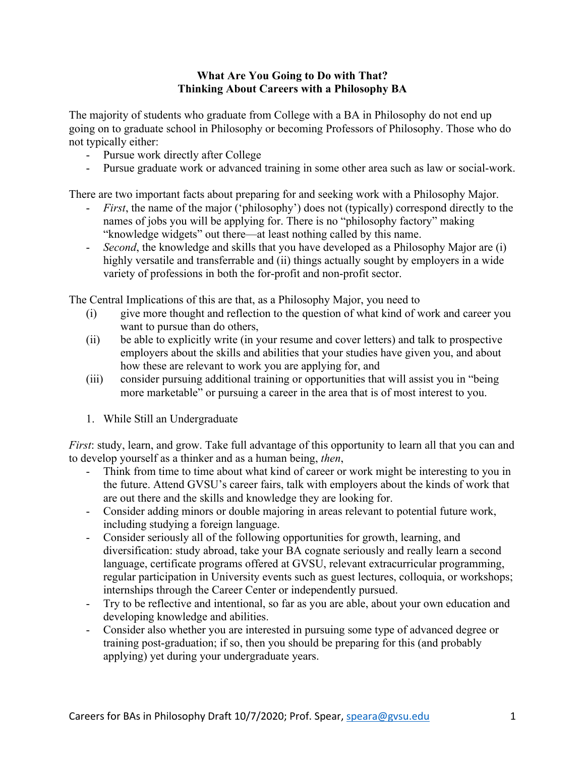**What Are You Going to Do with That?**
**Thinking About Careers with a Philosophy BA**

The majority of students who graduate from College with a BA in Philosophy do not end up going on to graduate school in Philosophy or becoming Professors of Philosophy. Those who do not typically either:

- Pursue work directly after College
- Pursue graduate work or advanced training in some other area such as law or social-work.

There are two important facts about preparing for and seeking work with a Philosophy Major.

- *First*, the name of the major ('philosophy') does not (typically) correspond directly to the names of jobs you will be applying for. There is no "philosophy factory" making "knowledge widgets" out there—at least nothing called by this name.
- *Second*, the knowledge and skills that you have developed as a Philosophy Major are (i) highly versatile and transferrable and (ii) things actually sought by employers in a wide variety of professions in both the for-profit and non-profit sector.

The Central Implications of this are that, as a Philosophy Major, you need to

(i) give more thought and reflection to the question of what kind of work and career you want to pursue than do others,

(ii) be able to explicitly write (in your resume and cover letters) and talk to prospective employers about the skills and abilities that your studies have given you, and about how these are relevant to work you are applying for, and

(iii) consider pursuing additional training or opportunities that will assist you in "being more marketable" or pursuing a career in the area that is of most interest to you.

1. While Still an Undergraduate

*First*: study, learn, and grow. Take full advantage of this opportunity to learn all that you can and to develop yourself as a thinker and as a human being, *then*,

- Think from time to time about what kind of career or work might be interesting to you in the future. Attend GVSU's career fairs, talk with employers about the kinds of work that are out there and the skills and knowledge they are looking for.
- Consider adding minors or double majoring in areas relevant to potential future work, including studying a foreign language.
- Consider seriously all of the following opportunities for growth, learning, and diversification: study abroad, take your BA cognate seriously and really learn a second language, certificate programs offered at GVSU, relevant extracurricular programming, regular participation in University events such as guest lectures, colloquia, or workshops; internships through the Career Center or independently pursued.
- Try to be reflective and intentional, so far as you are able, about your own education and developing knowledge and abilities.
- Consider also whether you are interested in pursuing some type of advanced degree or training post-graduation; if so, then you should be preparing for this (and probably applying) yet during your undergraduate years.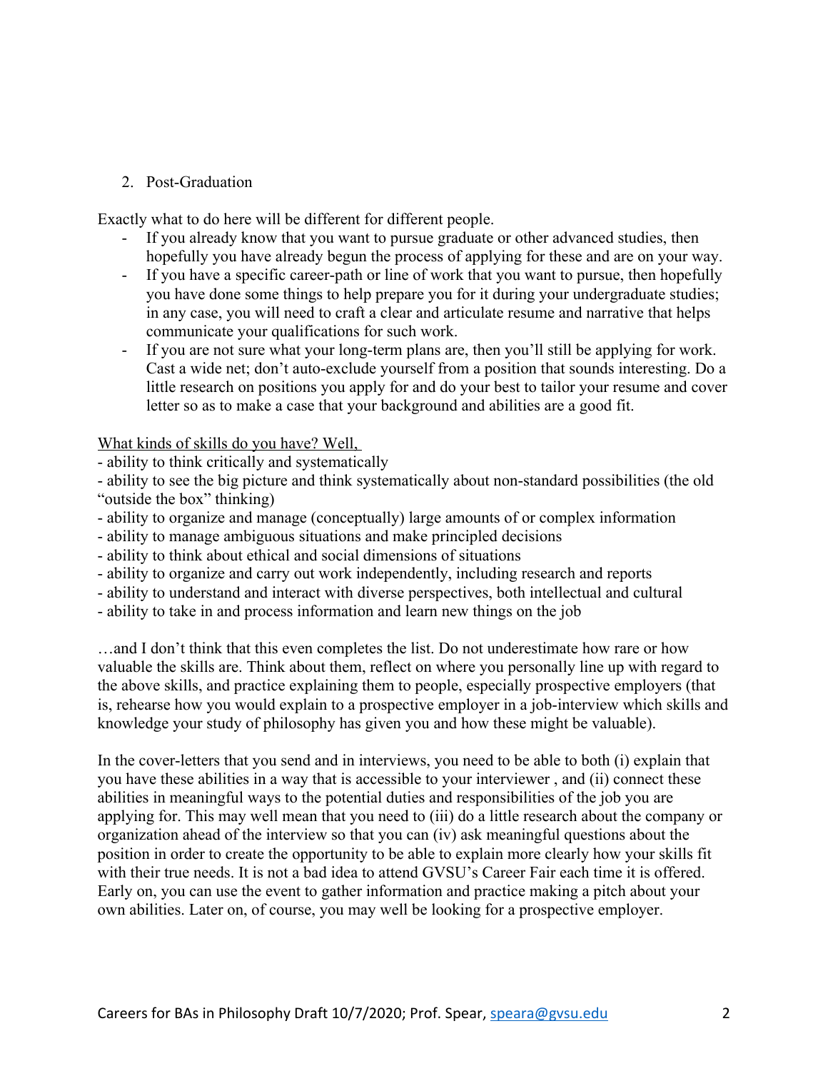2. Post-Graduation

Exactly what to do here will be different for different people.

- If you already know that you want to pursue graduate or other advanced studies, then hopefully you have already begun the process of applying for these and are on your way.
- If you have a specific career-path or line of work that you want to pursue, then hopefully you have done some things to help prepare you for it during your undergraduate studies; in any case, you will need to craft a clear and articulate resume and narrative that helps communicate your qualifications for such work.
- If you are not sure what your long-term plans are, then you'll still be applying for work. Cast a wide net; don't auto-exclude yourself from a position that sounds interesting. Do a little research on positions you apply for and do your best to tailor your resume and cover letter so as to make a case that your background and abilities are a good fit.

<u>What kinds of skills do you have? Well,</u>

- ability to think critically and systematically
- ability to see the big picture and think systematically about non-standard possibilities (the old "outside the box" thinking)
- ability to organize and manage (conceptually) large amounts of or complex information
- ability to manage ambiguous situations and make principled decisions
- ability to think about ethical and social dimensions of situations
- ability to organize and carry out work independently, including research and reports
- ability to understand and interact with diverse perspectives, both intellectual and cultural
- ability to take in and process information and learn new things on the job

…and I don't think that this even completes the list. Do not underestimate how rare or how valuable the skills are. Think about them, reflect on where you personally line up with regard to the above skills, and practice explaining them to people, especially prospective employers (that is, rehearse how you would explain to a prospective employer in a job-interview which skills and knowledge your study of philosophy has given you and how these might be valuable).

In the cover-letters that you send and in interviews, you need to be able to both (i) explain that you have these abilities in a way that is accessible to your interviewer , and (ii) connect these abilities in meaningful ways to the potential duties and responsibilities of the job you are applying for. This may well mean that you need to (iii) do a little research about the company or organization ahead of the interview so that you can (iv) ask meaningful questions about the position in order to create the opportunity to be able to explain more clearly how your skills fit with their true needs. It is not a bad idea to attend GVSU's Career Fair each time it is offered. Early on, you can use the event to gather information and practice making a pitch about your own abilities. Later on, of course, you may well be looking for a prospective employer.